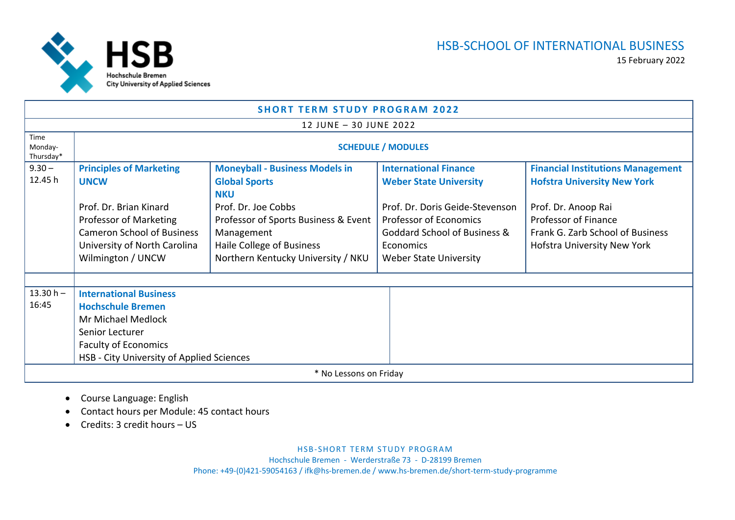HSB
Hochschule Bremen
City University of Applied Sciences

HSB-SCHOOL OF INTERNATIONAL BUSINESS

15 February 2022

| SHORT TERM STUDY PROGRAM 2022 | | | | |
|---|---|---|---|---|
| 12 JUNE – 30 JUNE 2022 | | | | |
| Time Monday-Thursday* | SCHEDULE / MODULES | | | |
| 9.30 – 12.45 h | **Principles of Marketing**<br>**UNCW**<br><br>Prof. Dr. Brian Kinard<br>Professor of Marketing<br>Cameron School of Business<br>University of North Carolina Wilmington / UNCW | **Moneyball - Business Models in Global Sports**<br>**NKU**<br>Prof. Dr. Joe Cobbs<br>Professor of Sports Business & Event Management<br>Haile College of Business<br>Northern Kentucky University / NKU | **International Finance**<br>**Weber State University**<br><br>Prof. Dr. Doris Geide-Stevenson<br>Professor of Economics<br>Goddard School of Business & Economics<br>Weber State University | **Financial Institutions Management**<br>**Hofstra University New York**<br><br>Prof. Dr. Anoop Rai<br>Professor of Finance<br>Frank G. Zarb School of Business<br>Hofstra University New York |
| | | | | |
| 13.30 h – 16:45 | **International Business**<br>**Hochschule Bremen**<br>Mr Michael Medlock<br>Senior Lecturer<br>Faculty of Economics<br>HSB - City University of Applied Sciences | | | |
| * No Lessons on Friday | | | | |

- Course Language: English
- Contact hours per Module: 45 contact hours
- Credits: 3 credit hours – US

HSB-SHORT TERM STUDY PROGRAM
Hochschule Bremen - Werderstraße 73 - D-28199 Bremen
Phone: +49-(0)421-59054163 / ifk@hs-bremen.de / www.hs-bremen.de/short-term-study-programme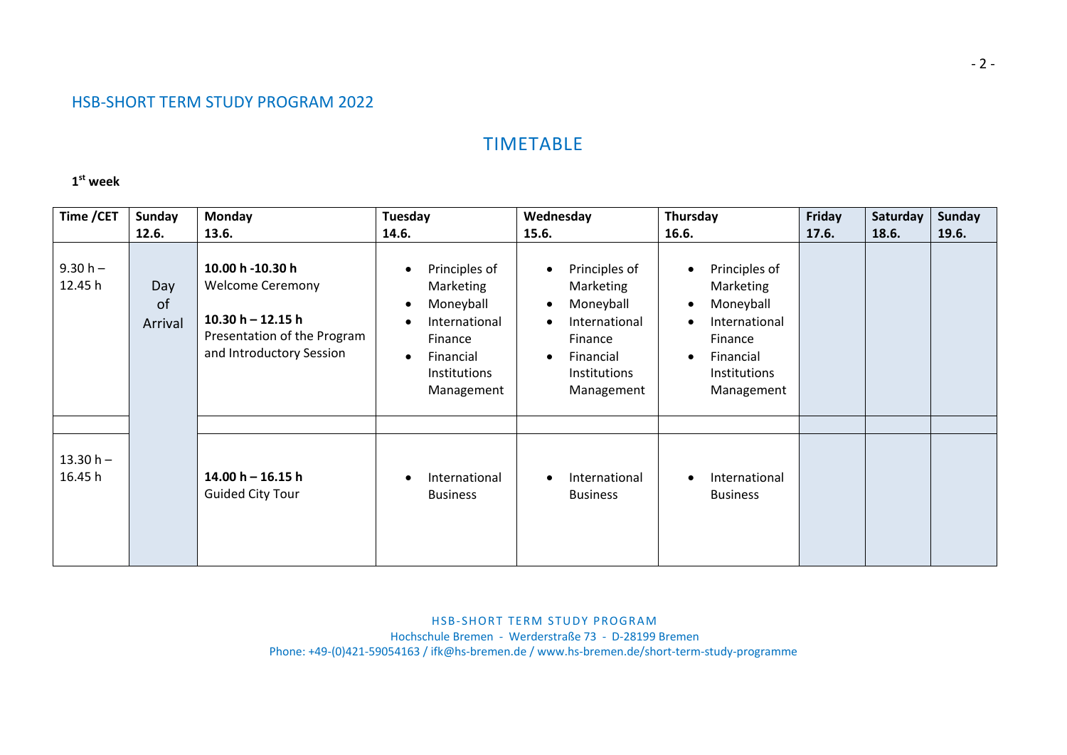HSB-SHORT TERM STUDY PROGRAM 2022

# TIMETABLE

**1st week**

| Time /CET | Sunday 12.6. | Monday 13.6. | Tuesday 14.6. | Wednesday 15.6. | Thursday 16.6. | Friday 17.6. | Saturday 18.6. | Sunday 19.6. |
|---|---|---|---|---|---|---|---|---|
| 9.30 h – 12.45 h | Day of Arrival | **10.00 h -10.30 h** Welcome Ceremony<br><br>**10.30 h – 12.15 h** Presentation of the Program and Introductory Session | • Principles of Marketing<br>• Moneyball<br>• International Finance<br>• Financial Institutions Management | • Principles of Marketing<br>• Moneyball<br>• International Finance<br>• Financial Institutions Management | • Principles of Marketing<br>• Moneyball<br>• International Finance<br>• Financial Institutions Management | | | |
| | | | | | | | | |
| 13.30 h – 16.45 h | | **14.00 h – 16.15 h** Guided City Tour | • International Business | • International Business | • International Business | | | |

HSB-SHORT TERM STUDY PROGRAM
Hochschule Bremen - Werderstraße 73 - D-28199 Bremen
Phone: +49-(0)421-59054163 / ifk@hs-bremen.de / www.hs-bremen.de/short-term-study-programme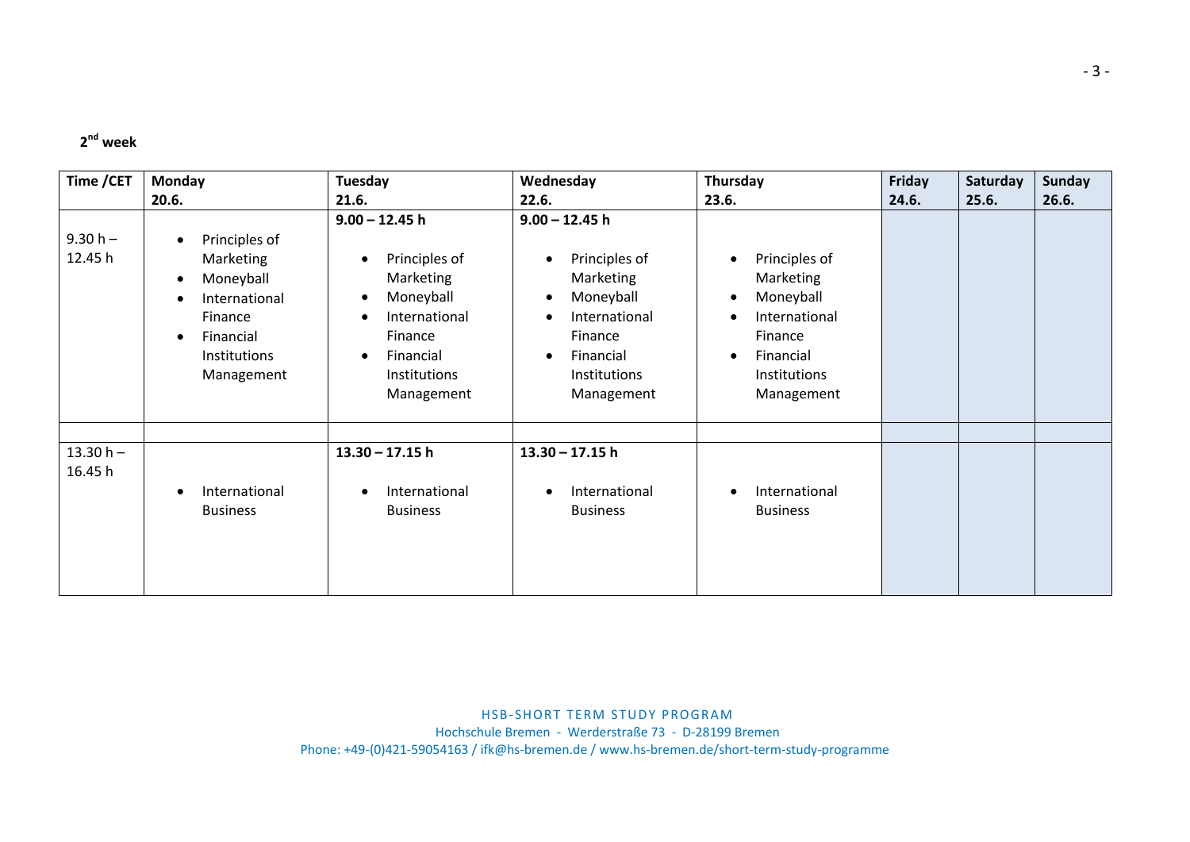**2nd week**

| Time /CET | Monday 20.6. | Tuesday 21.6. | Wednesday 22.6. | Thursday 23.6. | Friday 24.6. | Saturday 25.6. | Sunday 26.6. |
|---|---|---|---|---|---|---|---|
| 9.30 h – 12.45 h | • Principles of Marketing<br>• Moneyball<br>• International Finance<br>• Financial Institutions Management | **9.00 – 12.45 h**<br>• Principles of Marketing<br>• Moneyball<br>• International Finance<br>• Financial Institutions Management | **9.00 – 12.45 h**<br>• Principles of Marketing<br>• Moneyball<br>• International Finance<br>• Financial Institutions Management | • Principles of Marketing<br>• Moneyball<br>• International Finance<br>• Financial Institutions Management | | | |
| | | | | | | | |
| 13.30 h – 16.45 h | • International Business | **13.30 – 17.15 h**<br>• International Business | **13.30 – 17.15 h**<br>• International Business | • International Business | | | |

HSB-SHORT TERM STUDY PROGRAM
Hochschule Bremen - Werderstraße 73 - D-28199 Bremen
Phone: +49-(0)421-59054163 / ifk@hs-bremen.de / www.hs-bremen.de/short-term-study-programme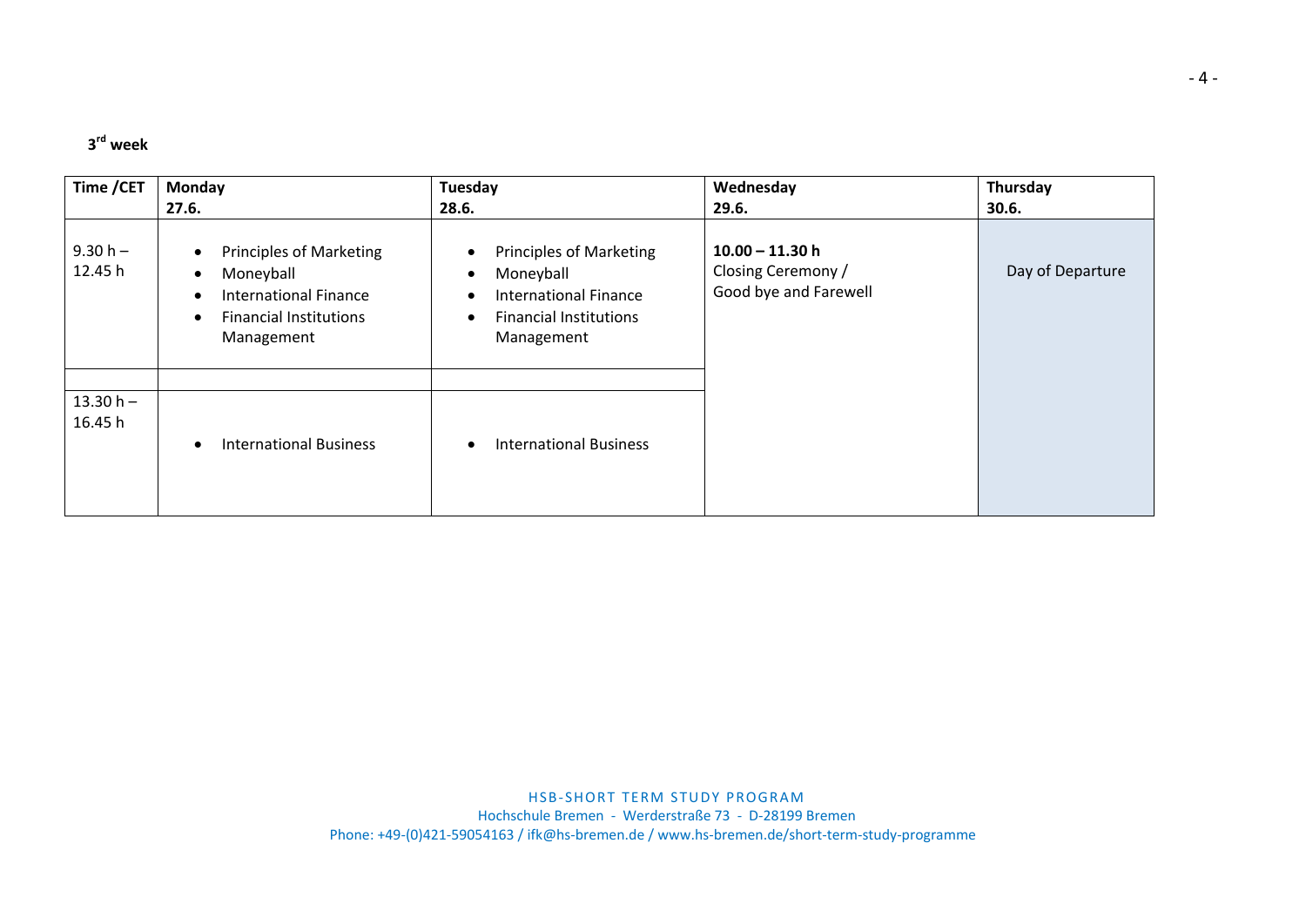**3rd week**

| Time /CET | Monday 27.6. | Tuesday 28.6. | Wednesday 29.6. | Thursday 30.6. |
|---|---|---|---|---|
| 9.30 h – 12.45 h | • Principles of Marketing<br>• Moneyball<br>• International Finance<br>• Financial Institutions Management | • Principles of Marketing<br>• Moneyball<br>• International Finance<br>• Financial Institutions Management | **10.00 – 11.30 h**<br>Closing Ceremony / Good bye and Farewell | Day of Departure |
| | | | | |
| 13.30 h – 16.45 h | • International Business | • International Business | | |

HSB-SHORT TERM STUDY PROGRAM
Hochschule Bremen - Werderstraße 73 - D-28199 Bremen
Phone: +49-(0)421-59054163 / ifk@hs-bremen.de / www.hs-bremen.de/short-term-study-programme